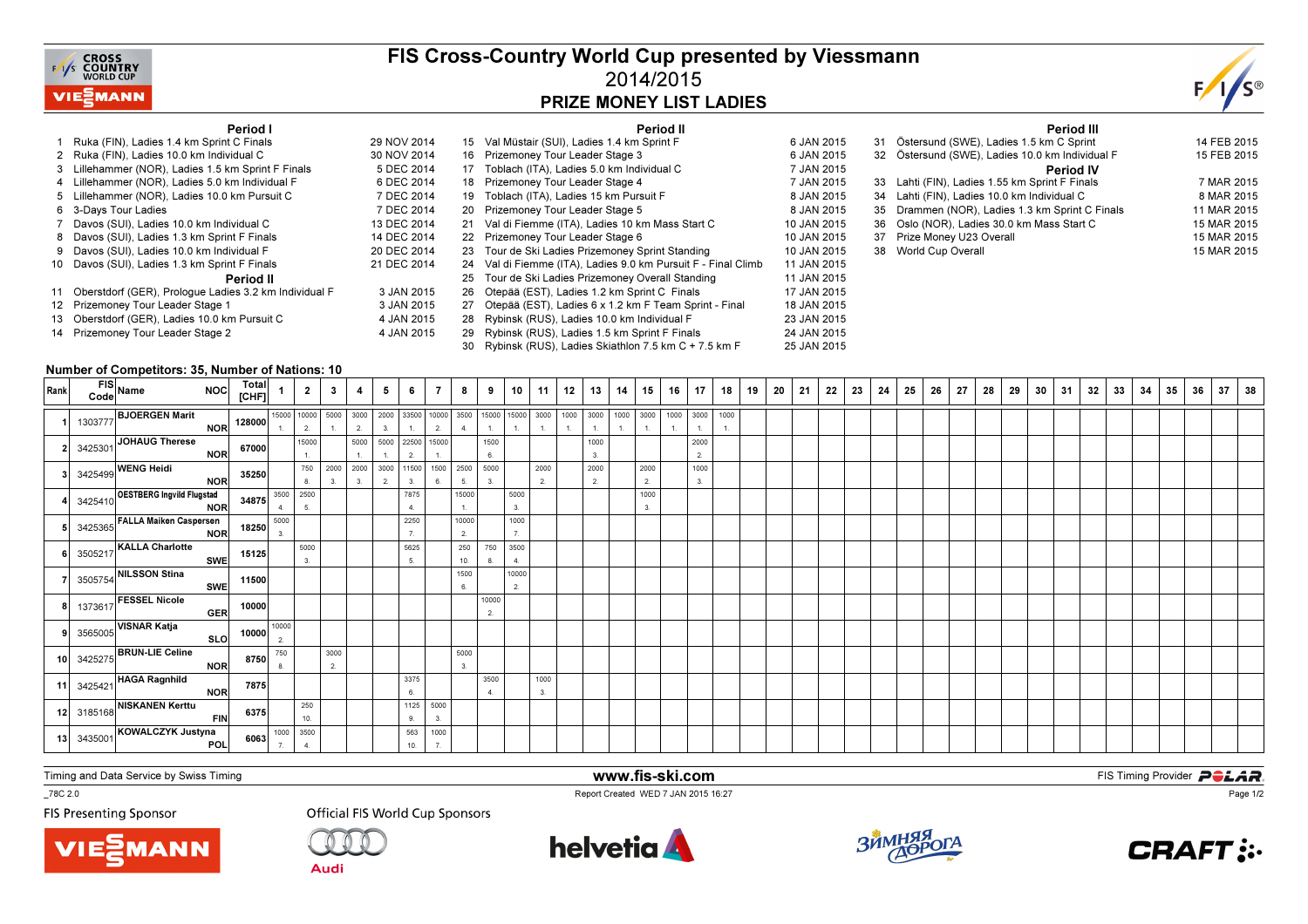# FIS Cross-Country World Cup presented by Viessmann

## 2014/2015

## PRIZE MONEY LIST LADIES

### Period I

| No. | Event | Date |
|---|---|---|
| 1 | Ruka (FIN), Ladies 1.4 km Sprint C Finals | 29 NOV 2014 |
| 2 | Ruka (FIN), Ladies 10.0 km Individual C | 30 NOV 2014 |
| 3 | Lillehammer (NOR), Ladies 1.5 km Sprint F Finals | 5 DEC 2014 |
| 4 | Lillehammer (NOR), Ladies 5.0 km Individual F | 6 DEC 2014 |
| 5 | Lillehammer (NOR), Ladies 10.0 km Pursuit C | 7 DEC 2014 |
| 6 | 3-Days Tour Ladies | 7 DEC 2014 |
| 7 | Davos (SUI), Ladies 10.0 km Individual C | 13 DEC 2014 |
| 8 | Davos (SUI), Ladies 1.3 km Sprint F Finals | 14 DEC 2014 |
| 9 | Davos (SUI), Ladies 10.0 km Individual F | 20 DEC 2014 |
| 10 | Davos (SUI), Ladies 1.3 km Sprint F Finals | 21 DEC 2014 |

### Period II

| No. | Event | Date |
|---|---|---|
| 11 | Oberstdorf (GER), Prologue Ladies 3.2 km Individual F | 3 JAN 2015 |
| 12 | Prizemoney Tour Leader Stage 1 | 3 JAN 2015 |
| 13 | Oberstdorf (GER), Ladies 10.0 km Pursuit C | 4 JAN 2015 |
| 14 | Prizemoney Tour Leader Stage 2 | 4 JAN 2015 |
| 15 | Val Müstair (SUI), Ladies 1.4 km Sprint F | 6 JAN 2015 |
| 16 | Prizemoney Tour Leader Stage 3 | 6 JAN 2015 |
| 17 | Toblach (ITA), Ladies 5.0 km Individual C | 7 JAN 2015 |
| 18 | Prizemoney Tour Leader Stage 4 | 7 JAN 2015 |
| 19 | Toblach (ITA), Ladies 15 km Pursuit F | 8 JAN 2015 |
| 20 | Prizemoney Tour Leader Stage 5 | 8 JAN 2015 |
| 21 | Val di Fiemme (ITA), Ladies 10 km Mass Start C | 10 JAN 2015 |
| 22 | Prizemoney Tour Leader Stage 6 | 10 JAN 2015 |
| 23 | Tour de Ski Ladies Prizemoney Sprint Standing | 10 JAN 2015 |
| 24 | Val di Fiemme (ITA), Ladies 9.0 km Pursuit F - Final Climb | 11 JAN 2015 |
| 25 | Tour de Ski Ladies Prizemoney Overall Standing | 11 JAN 2015 |
| 26 | Otepää (EST), Ladies 1.2 km Sprint C Finals | 17 JAN 2015 |
| 27 | Otepää (EST), Ladies 6 x 1.2 km F Team Sprint - Final | 18 JAN 2015 |
| 28 | Rybinsk (RUS), Ladies 10.0 km Individual F | 23 JAN 2015 |
| 29 | Rybinsk (RUS), Ladies 1.5 km Sprint F Finals | 24 JAN 2015 |
| 30 | Rybinsk (RUS), Ladies Skiathlon 7.5 km C + 7.5 km F | 25 JAN 2015 |

### Period III

| No. | Event | Date |
|---|---|---|
| 31 | Östersund (SWE), Ladies 1.5 km C Sprint | 14 FEB 2015 |
| 32 | Östersund (SWE), Ladies 10.0 km Individual F | 15 FEB 2015 |

### Period IV

| No. | Event | Date |
|---|---|---|
| 33 | Lahti (FIN), Ladies 1.55 km Sprint F Finals | 7 MAR 2015 |
| 34 | Lahti (FIN), Ladies 10.0 km Individual C | 8 MAR 2015 |
| 35 | Drammen (NOR), Ladies 1.3 km Sprint C Finals | 11 MAR 2015 |
| 36 | Oslo (NOR), Ladies 30.0 km Mass Start C | 15 MAR 2015 |
| 37 | Prize Money U23 Overall | 15 MAR 2015 |
| 38 | World Cup Overall | 15 MAR 2015 |

**Number of Competitors: 35, Number of Nations: 10**

| Rank | FIS Code | Name | NOC | Total [CHF] | 1 | 2 | 3 | 4 | 5 | 6 | 7 | 8 | 9 | 10 | 11 | 12 | 13 | 14 | 15 | 16 | 17 | 18 | 19 | 20 | 21 | 22 | 23 | 24 | 25 | 26 | 27 | 28 | 29 | 30 | 31 | 32 | 33 | 34 | 35 | 36 | 37 | 38 |
|---|---|---|---|---|---|---|---|---|---|---|---|---|---|---|---|---|---|---|---|---|---|---|---|---|---|---|---|---|---|---|---|---|---|---|---|---|---|---|---|---|---|---|
| 1 | 1303777 | BJOERGEN Marit | NOR | 128000 | 15000 1. | 10000 2. | 5000 1. | 3000 2. | 2000 3. | 33500 1. | 10000 2. | 3500 4. | 15000 1. | 15000 1. | 3000 1. | 1000 1. | 3000 1. | 1000 1. | 3000 1. | 1000 1. | 3000 1. | 1000 1. | | | | | | | | | | | | | | | | | | | | |
| 2 | 3425301 | JOHAUG Therese | NOR | 67000 | | 15000 1. | | 5000 1. | 5000 1. | 22500 2. | 15000 1. | | 1500 6. | | | | 1000 3. | | | | 2000 2. | | | | | | | | | | | | | | | | | | | | | |
| 3 | 3425499 | WENG Heidi | NOR | 35250 | | 750 8. | 2000 3. | 2000 3. | 3000 2. | 11500 3. | 1500 6. | 2500 5. | 5000 3. | | 2000 2. | | 2000 2. | | 2000 2. | | 1000 3. | | | | | | | | | | | | | | | | | | | | | |
| 4 | 3425410 | OESTBERG Ingvild Flugstad | NOR | 34875 | 3500 4. | 2500 5. | | | | 7875 4. | | 15000 1. | | 5000 3. | | | | | 1000 3. | | | | | | | | | | | | | | | | | | | | | | | |
| 5 | 3425365 | FALLA Maiken Caspersen | NOR | 18250 | 5000 3. | | | | | 2250 7. | | 10000 2. | | 1000 7. | | | | | | | | | | | | | | | | | | | | | | | | | | | | |
| 6 | 3505217 | KALLA Charlotte | SWE | 15125 | | 5000 3. | | | | 5625 5. | | 250 10. | 750 8. | 3500 4. | | | | | | | | | | | | | | | | | | | | | | | | | | | | |
| 7 | 3505754 | NILSSON Stina | SWE | 11500 | | | | | | | | 1500 6. | | 10000 2. | | | | | | | | | | | | | | | | | | | | | | | | | | | | |
| 8 | 1373617 | FESSEL Nicole | GER | 10000 | | | | | | | | | 10000 2. | | | | | | | | | | | | | | | | | | | | | | | | | | | | | |
| 9 | 3565005 | VISNAR Katja | SLO | 10000 | 10000 2. | | | | | | | | | | | | | | | | | | | | | | | | | | | | | | | | | | | | | |
| 10 | 3425275 | BRUN-LIE Celine | NOR | 8750 | 750 8. | | 3000 2. | | | | | 5000 3. | | | | | | | | | | | | | | | | | | | | | | | | | | | | | | |
| 11 | 3425421 | HAGA Ragnhild | NOR | 7875 | | | | | | 3375 6. | | | 3500 4. | | 1000 3. | | | | | | | | | | | | | | | | | | | | | | | | | | | |
| 12 | 3185168 | NISKANEN Kerttu | FIN | 6375 | | 250 10. | | | | 1125 9. | 5000 3. | | | | | | | | | | | | | | | | | | | | | | | | | | | | | | | |
| 13 | 3435001 | KOWALCZYK Justyna | POL | 6063 | 1000 7. | 3500 4. | | | | 563 10. | 1000 7. | | | | | | | | | | | | | | | | | | | | | | | | | | | | | | | |

Timing and Data Service by Swiss Timing

www.fis-ski.com

FIS Timing Provider POLAR

_78C 2.0

Report Created WED 7 JAN 2015 16:27

FIS Presenting Sponsor

Official FIS World Cup Sponsors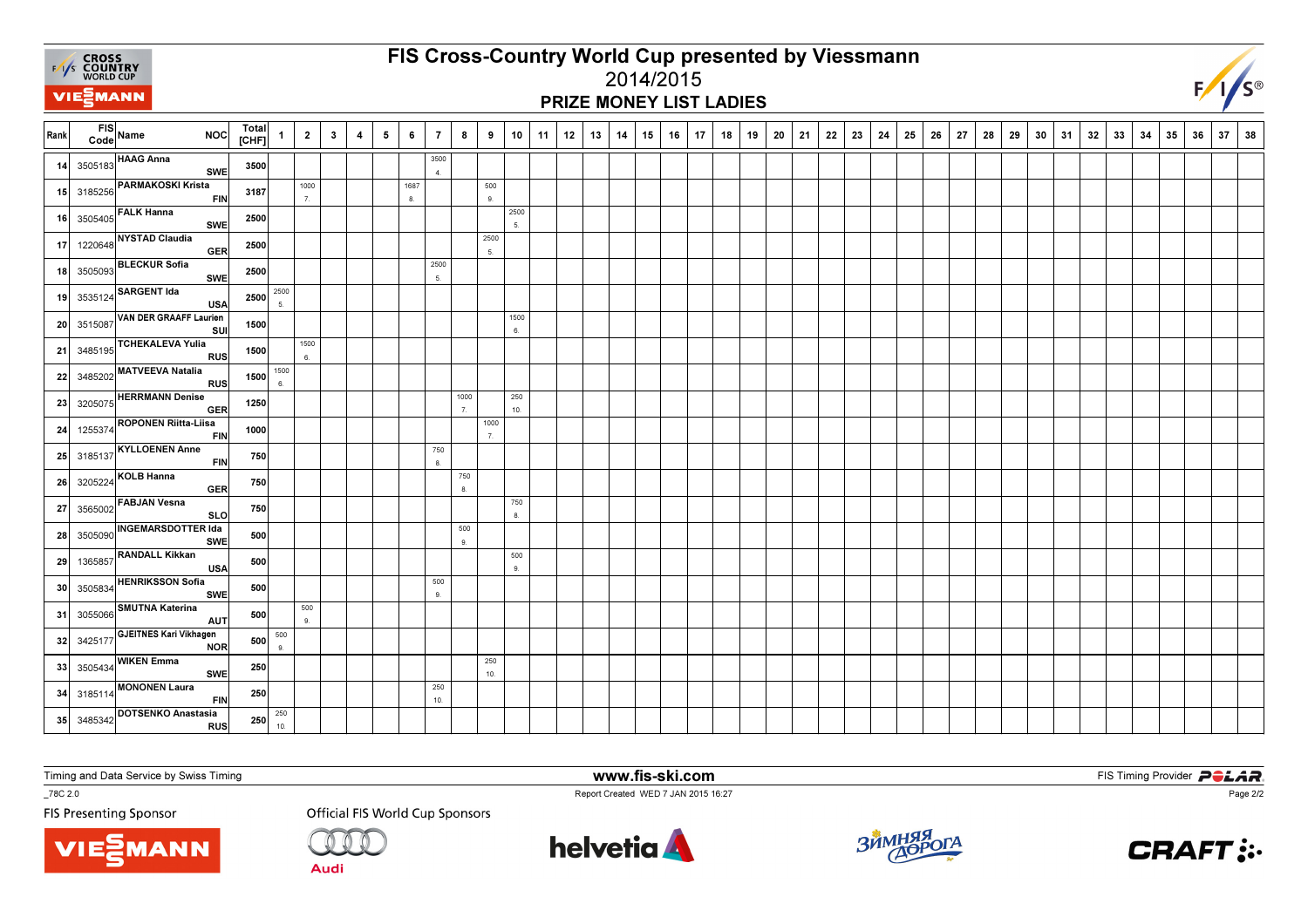# FIS Cross-Country World Cup presented by Viessmann
## 2014/2015
### PRIZE MONEY LIST LADIES

| Rank | FIS Code | Name | NOC | Total [CHF] | 1 | 2 | 3 | 4 | 5 | 6 | 7 | 8 | 9 | 10 | 11 | 12 | 13 | 14 | 15 | 16 | 17 | 18 | 19 | 20 | 21 | 22 | 23 | 24 | 25 | 26 | 27 | 28 | 29 | 30 | 31 | 32 | 33 | 34 | 35 | 36 | 37 | 38 |
|---|---|---|---|---|---|---|---|---|---|---|---|---|---|---|---|---|---|---|---|---|---|---|---|---|---|---|---|---|---|---|---|---|---|---|---|---|---|---|---|---|---|---|
| 14 | 3505183 | HAAG Anna | SWE | 3500 | | | | | | | 3500 4. | | | | | | | | | | | | | | | | | | | | | | | | | | | | | | | |
| 15 | 3185256 | PARMAKOSKI Krista | FIN | 3187 | | 1000 7. | | | | 1687 8. | | | 500 9. | | | | | | | | | | | | | | | | | | | | | | | | | | | | | |
| 16 | 3505405 | FALK Hanna | SWE | 2500 | | | | | | | | | | 2500 5. | | | | | | | | | | | | | | | | | | | | | | | | | | | | |
| 17 | 1220648 | NYSTAD Claudia | GER | 2500 | | | | | | | | | 2500 5. | | | | | | | | | | | | | | | | | | | | | | | | | | | | | |
| 18 | 3505093 | BLECKUR Sofia | SWE | 2500 | | | | | | | 2500 5. | | | | | | | | | | | | | | | | | | | | | | | | | | | | | | | |
| 19 | 3535124 | SARGENT Ida | USA | 2500 | 2500 5. | | | | | | | | | | | | | | | | | | | | | | | | | | | | | | | | | | | | | |
| 20 | 3515087 | VAN DER GRAAFF Laurien | SUI | 1500 | | | | | | | | | | 1500 6. | | | | | | | | | | | | | | | | | | | | | | | | | | | | |
| 21 | 3485195 | TCHEKALEVA Yulia | RUS | 1500 | | 1500 6. | | | | | | | | | | | | | | | | | | | | | | | | | | | | | | | | | | | | |
| 22 | 3485202 | MATVEEVA Natalia | RUS | 1500 | 1500 6. | | | | | | | | | | | | | | | | | | | | | | | | | | | | | | | | | | | | | |
| 23 | 3205075 | HERRMANN Denise | GER | 1250 | | | | | | | | 1000 7. | | 250 10. | | | | | | | | | | | | | | | | | | | | | | | | | | | | |
| 24 | 1255374 | ROPONEN Riitta-Liisa | FIN | 1000 | | | | | | | | | 1000 7. | | | | | | | | | | | | | | | | | | | | | | | | | | | | | |
| 25 | 3185137 | KYLLOENEN Anne | FIN | 750 | | | | | | | 750 8. | | | | | | | | | | | | | | | | | | | | | | | | | | | | | | | |
| 26 | 3205224 | KOLB Hanna | GER | 750 | | | | | | | | 750 8. | | | | | | | | | | | | | | | | | | | | | | | | | | | | | | |
| 27 | 3565002 | FABJAN Vesna | SLO | 750 | | | | | | | | | | 750 8. | | | | | | | | | | | | | | | | | | | | | | | | | | | | |
| 28 | 3505090 | INGEMARSDOTTER Ida | SWE | 500 | | | | | | | | 500 9. | | | | | | | | | | | | | | | | | | | | | | | | | | | | | | |
| 29 | 1365857 | RANDALL Kikkan | USA | 500 | | | | | | | | | | 500 9. | | | | | | | | | | | | | | | | | | | | | | | | | | | | |
| 30 | 3505834 | HENRIKSSON Sofia | SWE | 500 | | | | | | | 500 9. | | | | | | | | | | | | | | | | | | | | | | | | | | | | | | | |
| 31 | 3055066 | SMUTNA Katerina | AUT | 500 | | 500 9. | | | | | | | | | | | | | | | | | | | | | | | | | | | | | | | | | | | | |
| 32 | 3425177 | GJEITNES Kari Vikhagen | NOR | 500 | 500 9. | | | | | | | | | | | | | | | | | | | | | | | | | | | | | | | | | | | | | |
| 33 | 3505434 | WIKEN Emma | SWE | 250 | | | | | | | | | 250 10. | | | | | | | | | | | | | | | | | | | | | | | | | | | | | |
| 34 | 3185114 | MONONEN Laura | FIN | 250 | | | | | | | 250 10. | | | | | | | | | | | | | | | | | | | | | | | | | | | | | | | |
| 35 | 3485342 | DOTSENKO Anastasia | RUS | 250 | 250 10. | | | | | | | | | | | | | | | | | | | | | | | | | | | | | | | | | | | | | |

Timing and Data Service by Swiss Timing

www.fis-ski.com

FIS Timing Provider POLAR

_78C 2.0

Report Created WED 7 JAN 2015 16:27

FIS Presenting Sponsor

Official FIS World Cup Sponsors